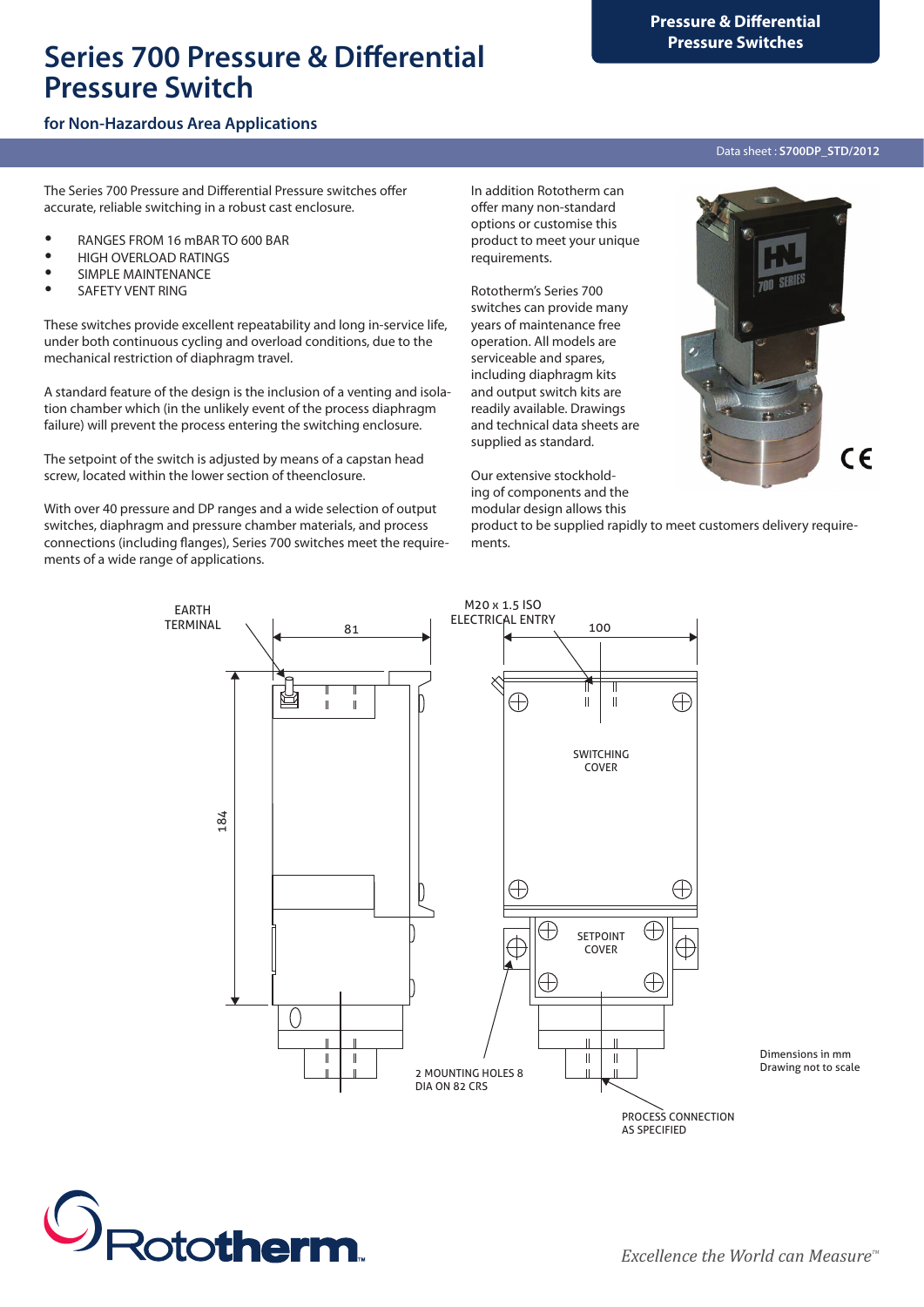# Series 700 Pressure & Differential Pressure Switch

Pressure & Differential Pressure Switches

## for Non-Hazardous Area Applications

Data sheet : **S700DP_STD/2012**

The Series 700 Pressure and Differential Pressure switches offer accurate, reliable switching in a robust cast enclosure.

- RANGES FROM 16 mBAR TO 600 BAR
- HIGH OVERLOAD RATINGS
- SIMPLE MAINTENANCE
- SAFETY VENT RING

These switches provide excellent repeatability and long in-service life, under both continuous cycling and overload conditions, due to the mechanical restriction of diaphragm travel.

A standard feature of the design is the inclusion of a venting and isolation chamber which (in the unlikely event of the process diaphragm failure) will prevent the process entering the switching enclosure.

The setpoint of the switch is adjusted by means of a capstan head screw, located within the lower section of theenclosure.

With over 40 pressure and DP ranges and a wide selection of output switches, diaphragm and pressure chamber materials, and process connections (including flanges), Series 700 switches meet the requirements of a wide range of applications.

In addition Rototherm can offer many non-standard options or customise this product to meet your unique requirements.

Rototherm's Series 700 switches can provide many years of maintenance free operation. All models are serviceable and spares, including diaphragm kits and output switch kits are readily available. Drawings and technical data sheets are supplied as standard.

Our extensive stockholding of components and the modular design allows this product to be supplied rapidly to meet customers delivery requirements.

EARTH TERMINAL

M20 x 1.5 ISO ELECTRICAL ENTRY

81

100

184

SWITCHING COVER

SETPOINT COVER

2 MOUNTING HOLES 8 DIA ON 82 CRS

PROCESS CONNECTION AS SPECIFIED

Dimensions in mm
Drawing not to scale

Rototherm

*Excellence the World can Measure™*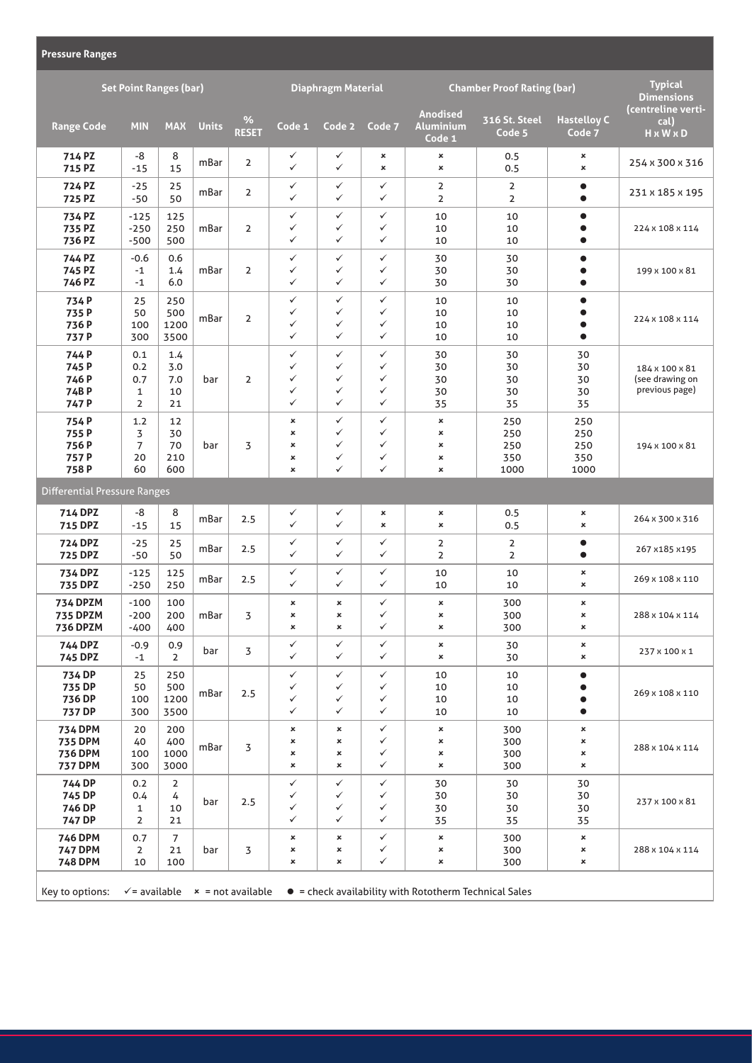## Pressure Ranges

| Set Point Ranges (bar) | | | | | Diaphragm Material | | | Chamber Proof Rating (bar) | | | Typical Dimensions (centreline vertical) H x W x D |
|---|---|---|---|---|---|---|---|---|---|---|---|
| Range Code | MIN | MAX | Units | % RESET | Code 1 | Code 2 | Code 7 | Anodised Aluminium Code 1 | 316 St. Steel Code 5 | Hastelloy C Code 7 | |
| 714 PZ | -8 | 8 | mBar | 2 | ✓ | ✓ | × | × | 0.5 | × | 254 x 300 x 316 |
| 715 PZ | -15 | 15 | mBar | 2 | ✓ | ✓ | × | × | 0.5 | × | 254 x 300 x 316 |
| 724 PZ | -25 | 25 | mBar | 2 | ✓ | ✓ | ✓ | 2 | 2 | ● | 231 x 185 x 195 |
| 725 PZ | -50 | 50 | mBar | 2 | ✓ | ✓ | ✓ | 2 | 2 | ● | 231 x 185 x 195 |
| 734 PZ | -125 | 125 | mBar | 2 | ✓ | ✓ | ✓ | 10 | 10 | ● | 224 x 108 x 114 |
| 735 PZ | -250 | 250 | mBar | 2 | ✓ | ✓ | ✓ | 10 | 10 | ● | 224 x 108 x 114 |
| 736 PZ | -500 | 500 | mBar | 2 | ✓ | ✓ | ✓ | 10 | 10 | ● | 224 x 108 x 114 |
| 744 PZ | -0.6 | 0.6 | mBar | 2 | ✓ | ✓ | ✓ | 30 | 30 | ● | 199 x 100 x 81 |
| 745 PZ | -1 | 1.4 | mBar | 2 | ✓ | ✓ | ✓ | 30 | 30 | ● | 199 x 100 x 81 |
| 746 PZ | -1 | 6.0 | mBar | 2 | ✓ | ✓ | ✓ | 30 | 30 | ● | 199 x 100 x 81 |
| 734 P | 25 | 250 | mBar | 2 | ✓ | ✓ | ✓ | 10 | 10 | ● | 224 x 108 x 114 |
| 735 P | 50 | 500 | mBar | 2 | ✓ | ✓ | ✓ | 10 | 10 | ● | 224 x 108 x 114 |
| 736 P | 100 | 1200 | mBar | 2 | ✓ | ✓ | ✓ | 10 | 10 | ● | 224 x 108 x 114 |
| 737 P | 300 | 3500 | mBar | 2 | ✓ | ✓ | ✓ | 10 | 10 | ● | 224 x 108 x 114 |
| 744 P | 0.1 | 1.4 | bar | 2 | ✓ | ✓ | ✓ | 30 | 30 | 30 | 184 x 100 x 81 (see drawing on previous page) |
| 745 P | 0.2 | 3.0 | bar | 2 | ✓ | ✓ | ✓ | 30 | 30 | 30 | 184 x 100 x 81 (see drawing on previous page) |
| 746 P | 0.7 | 7.0 | bar | 2 | ✓ | ✓ | ✓ | 30 | 30 | 30 | 184 x 100 x 81 (see drawing on previous page) |
| 74B P | 1 | 10 | bar | 2 | ✓ | ✓ | ✓ | 30 | 30 | 30 | 184 x 100 x 81 (see drawing on previous page) |
| 747 P | 2 | 21 | bar | 2 | ✓ | ✓ | ✓ | 35 | 35 | 35 | 184 x 100 x 81 (see drawing on previous page) |
| 754 P | 1.2 | 12 | bar | 3 | × | ✓ | ✓ | × | 250 | 250 | 194 x 100 x 81 |
| 755 P | 3 | 30 | bar | 3 | × | ✓ | ✓ | × | 250 | 250 | 194 x 100 x 81 |
| 756 P | 7 | 70 | bar | 3 | × | ✓ | ✓ | × | 250 | 250 | 194 x 100 x 81 |
| 757 P | 20 | 210 | bar | 3 | × | ✓ | ✓ | × | 350 | 350 | 194 x 100 x 81 |
| 758 P | 60 | 600 | bar | 3 | × | ✓ | ✓ | × | 1000 | 1000 | 194 x 100 x 81 |
| **Differential Pressure Ranges** | | | | | | | | | | | |
| 714 DPZ | -8 | 8 | mBar | 2.5 | ✓ | ✓ | × | × | 0.5 | × | 264 x 300 x 316 |
| 715 DPZ | -15 | 15 | mBar | 2.5 | ✓ | ✓ | × | × | 0.5 | × | 264 x 300 x 316 |
| 724 DPZ | -25 | 25 | mBar | 2.5 | ✓ | ✓ | ✓ | 2 | 2 | ● | 267 x185 x195 |
| 725 DPZ | -50 | 50 | mBar | 2.5 | ✓ | ✓ | ✓ | 2 | 2 | ● | 267 x185 x195 |
| 734 DPZ | -125 | 125 | mBar | 2.5 | ✓ | ✓ | ✓ | 10 | 10 | × | 269 x 108 x 110 |
| 735 DPZ | -250 | 250 | mBar | 2.5 | ✓ | ✓ | ✓ | 10 | 10 | × | 269 x 108 x 110 |
| 734 DPZM | -100 | 100 | mBar | 3 | × | × | ✓ | × | 300 | × | 288 x 104 x 114 |
| 735 DPZM | -200 | 200 | mBar | 3 | × | × | ✓ | × | 300 | × | 288 x 104 x 114 |
| 736 DPZM | -400 | 400 | mBar | 3 | × | × | ✓ | × | 300 | × | 288 x 104 x 114 |
| 744 DPZ | -0.9 | 0.9 | bar | 3 | ✓ | ✓ | ✓ | × | 30 | × | 237 x 100 x 1 |
| 745 DPZ | -1 | 2 | bar | 3 | ✓ | ✓ | ✓ | × | 30 | × | 237 x 100 x 1 |
| 734 DP | 25 | 250 | mBar | 2.5 | ✓ | ✓ | ✓ | 10 | 10 | ● | 269 x 108 x 110 |
| 735 DP | 50 | 500 | mBar | 2.5 | ✓ | ✓ | ✓ | 10 | 10 | ● | 269 x 108 x 110 |
| 736 DP | 100 | 1200 | mBar | 2.5 | ✓ | ✓ | ✓ | 10 | 10 | ● | 269 x 108 x 110 |
| 737 DP | 300 | 3500 | mBar | 2.5 | ✓ | ✓ | ✓ | 10 | 10 | ● | 269 x 108 x 110 |
| 734 DPM | 20 | 200 | mBar | 3 | × | × | ✓ | × | 300 | × | 288 x 104 x 114 |
| 735 DPM | 40 | 400 | mBar | 3 | × | × | ✓ | × | 300 | × | 288 x 104 x 114 |
| 736 DPM | 100 | 1000 | mBar | 3 | × | × | ✓ | × | 300 | × | 288 x 104 x 114 |
| 737 DPM | 300 | 3000 | mBar | 3 | × | × | ✓ | × | 300 | × | 288 x 104 x 114 |
| 744 DP | 0.2 | 2 | bar | 2.5 | ✓ | ✓ | ✓ | 30 | 30 | 30 | 237 x 100 x 81 |
| 745 DP | 0.4 | 4 | bar | 2.5 | ✓ | ✓ | ✓ | 30 | 30 | 30 | 237 x 100 x 81 |
| 746 DP | 1 | 10 | bar | 2.5 | ✓ | ✓ | ✓ | 30 | 30 | 30 | 237 x 100 x 81 |
| 747 DP | 2 | 21 | bar | 2.5 | ✓ | ✓ | ✓ | 35 | 35 | 35 | 237 x 100 x 81 |
| 746 DPM | 0.7 | 7 | bar | 3 | × | × | ✓ | × | 300 | × | 288 x 104 x 114 |
| 747 DPM | 2 | 21 | bar | 3 | × | × | ✓ | × | 300 | × | 288 x 104 x 114 |
| 748 DPM | 10 | 100 | bar | 3 | × | × | ✓ | × | 300 | × | 288 x 104 x 114 |

Key to options: ✓ = available × = not available ● = check availability with Rototherm Technical Sales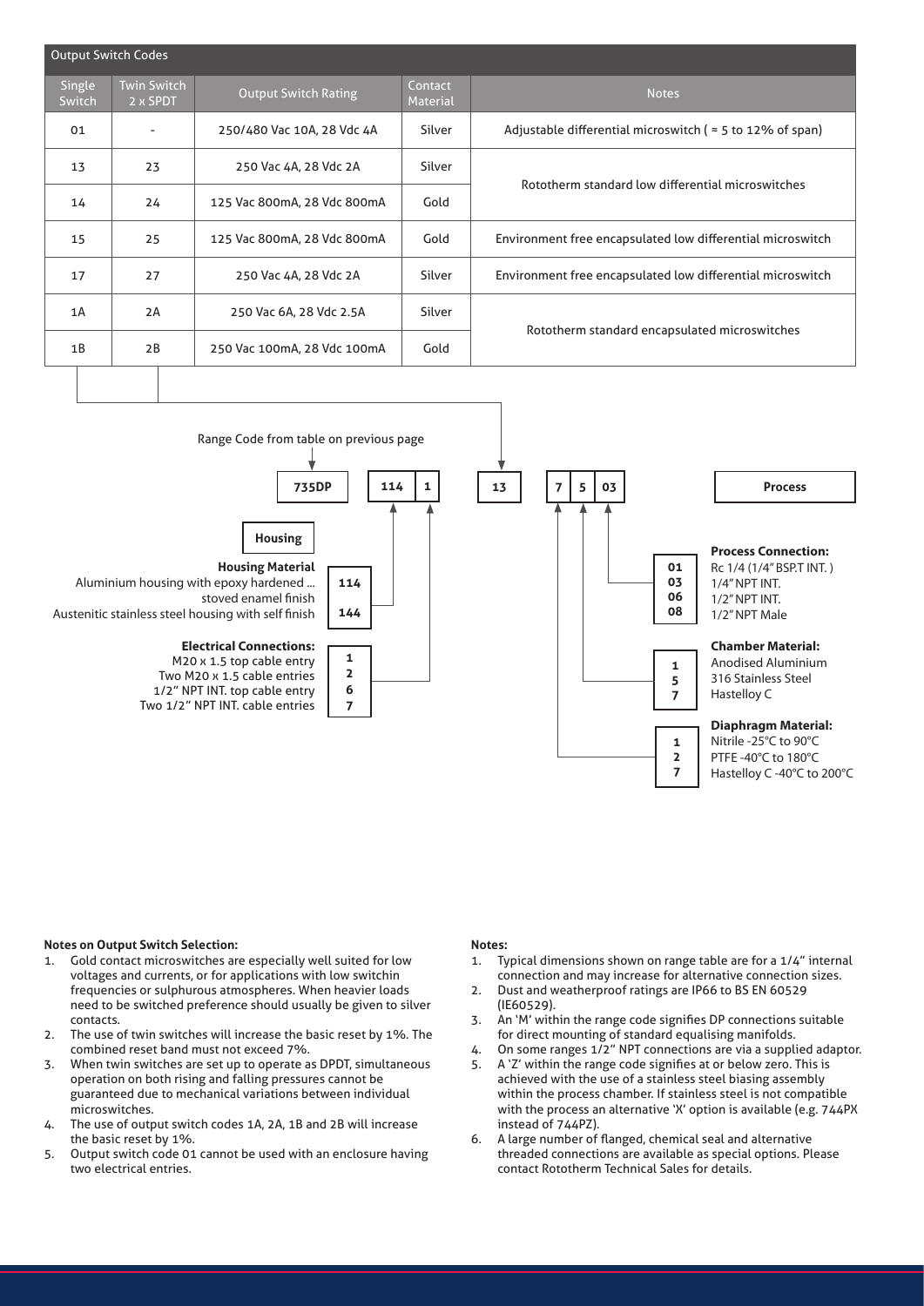## Output Switch Codes

| Single Switch | Twin Switch 2 x SPDT | Output Switch Rating | Contact Material | Notes |
|---|---|---|---|---|
| 01 | - | 250/480 Vac 10A, 28 Vdc 4A | Silver | Adjustable differential microswitch ( ≈ 5 to 12% of span) |
| 13 | 23 | 250 Vac 4A, 28 Vdc 2A | Silver | Rototherm standard low differential microswitches |
| 14 | 24 | 125 Vac 800mA, 28 Vdc 800mA | Gold | Rototherm standard low differential microswitches |
| 15 | 25 | 125 Vac 800mA, 28 Vdc 800mA | Gold | Environment free encapsulated low differential microswitch |
| 17 | 27 | 250 Vac 4A, 28 Vdc 2A | Silver | Environment free encapsulated low differential microswitch |
| 1A | 2A | 250 Vac 6A, 28 Vdc 2.5A | Silver | Rototherm standard encapsulated microswitches |
| 1B | 2B | 250 Vac 100mA, 28 Vdc 100mA | Gold | Rototherm standard encapsulated microswitches |

Range Code from table on previous page

**735DP** | **114** | **1** | **13** | **7** | **5** | **03** | **Process**

### Housing

**Housing Material**

| Description | Code |
|---|---|
| Aluminium housing with epoxy hardened ... stoved enamel finish | 114 |
| Austenitic stainless steel housing with self finish | 144 |

**Electrical Connections:**

| Description | Code |
|---|---|
| M20 x 1.5 top cable entry | 1 |
| Two M20 x 1.5 cable entries | 2 |
| 1/2" NPT INT. top cable entry | 6 |
| Two 1/2" NPT INT. cable entries | 7 |

### Process

**Process Connection:**

| Code | Description |
|---|---|
| 01 | Rc 1/4 (1/4" BSP.T INT. ) |
| 03 | 1/4" NPT INT. |
| 06 | 1/2" NPT INT. |
| 08 | 1/2" NPT Male |

**Chamber Material:**

| Code | Description |
|---|---|
| 1 | Anodised Aluminium |
| 5 | 316 Stainless Steel |
| 7 | Hastelloy C |

**Diaphragm Material:**

| Code | Description |
|---|---|
| 1 | Nitrile -25°C to 90°C |
| 2 | PTFE -40°C to 180°C |
| 7 | Hastelloy C -40°C to 200°C |

**Notes on Output Switch Selection:**

1. Gold contact microswitches are especially well suited for low voltages and currents, or for applications with low switchin frequencies or sulphurous atmospheres. When heavier loads need to be switched preference should usually be given to silver contacts.
2. The use of twin switches will increase the basic reset by 1%. The combined reset band must not exceed 7%.
3. When twin switches are set up to operate as DPDT, simultaneous operation on both rising and falling pressures cannot be guaranteed due to mechanical variations between individual microswitches.
4. The use of output switch codes 1A, 2A, 1B and 2B will increase the basic reset by 1%.
5. Output switch code 01 cannot be used with an enclosure having two electrical entries.

**Notes:**

1. Typical dimensions shown on range table are for a 1/4" internal connection and may increase for alternative connection sizes.
2. Dust and weatherproof ratings are IP66 to BS EN 60529 (IE60529).
3. An 'M' within the range code signifies DP connections suitable for direct mounting of standard equalising manifolds.
4. On some ranges 1/2" NPT connections are via a supplied adaptor.
5. A 'Z' within the range code signifies at or below zero. This is achieved with the use of a stainless steel biasing assembly within the process chamber. If stainless steel is not compatible with the process an alternative 'X' option is available (e.g. 744PX instead of 744PZ).
6. A large number of flanged, chemical seal and alternative threaded connections are available as special options. Please contact Rototherm Technical Sales for details.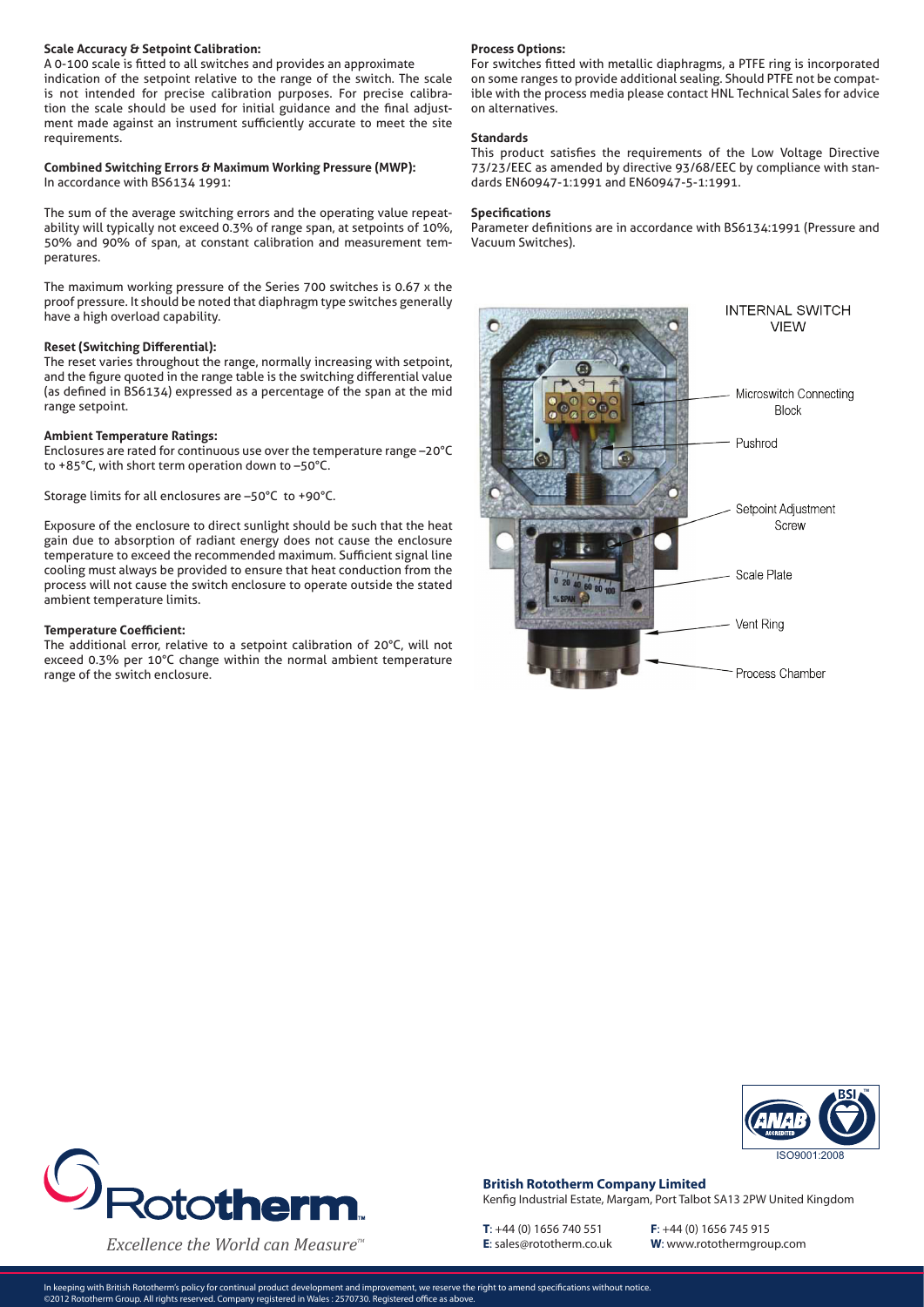**Scale Accuracy & Setpoint Calibration:**
A 0-100 scale is fitted to all switches and provides an approximate indication of the setpoint relative to the range of the switch. The scale is not intended for precise calibration purposes. For precise calibration the scale should be used for initial guidance and the final adjustment made against an instrument sufficiently accurate to meet the site requirements.

**Combined Switching Errors & Maximum Working Pressure (MWP):**
In accordance with BS6134 1991:

The sum of the average switching errors and the operating value repeatability will typically not exceed 0.3% of range span, at setpoints of 10%, 50% and 90% of span, at constant calibration and measurement temperatures.

The maximum working pressure of the Series 700 switches is 0.67 x the proof pressure. It should be noted that diaphragm type switches generally have a high overload capability.

**Reset (Switching Differential):**
The reset varies throughout the range, normally increasing with setpoint, and the figure quoted in the range table is the switching differential value (as defined in BS6134) expressed as a percentage of the span at the mid range setpoint.

**Ambient Temperature Ratings:**
Enclosures are rated for continuous use over the temperature range –20°C to +85°C, with short term operation down to –50°C.

Storage limits for all enclosures are –50°C to +90°C.

Exposure of the enclosure to direct sunlight should be such that the heat gain due to absorption of radiant energy does not cause the enclosure temperature to exceed the recommended maximum. Sufficient signal line cooling must always be provided to ensure that heat conduction from the process will not cause the switch enclosure to operate outside the stated ambient temperature limits.

**Temperature Coefficient:**
The additional error, relative to a setpoint calibration of 20°C, will not exceed 0.3% per 10°C change within the normal ambient temperature range of the switch enclosure.

**Process Options:**
For switches fitted with metallic diaphragms, a PTFE ring is incorporated on some ranges to provide additional sealing. Should PTFE not be compatible with the process media please contact HNL Technical Sales for advice on alternatives.

**Standards**
This product satisfies the requirements of the Low Voltage Directive 73/23/EEC as amended by directive 93/68/EEC by compliance with standards EN60947-1:1991 and EN60947-5-1:1991.

**Specifications**
Parameter definitions are in accordance with BS6134:1991 (Pressure and Vacuum Switches).

INTERNAL SWITCH VIEW

Microswitch Connecting Block

Pushrod

Setpoint Adjustment Screw

Scale Plate

Vent Ring

Process Chamber

ISO9001:2008

Rototherm

*Excellence the World can Measure™*

**British Rototherm Company Limited**
Kenfig Industrial Estate, Margam, Port Talbot SA13 2PW United Kingdom

**T**: +44 (0) 1656 740 551
**F**: +44 (0) 1656 745 915
**E**: sales@rototherm.co.uk
**W**: www.rotothermgroup.com

In keeping with British Rototherm's policy for continual product development and improvement, we reserve the right to amend specifications without notice.
©2012 Rototherm Group. All rights reserved. Company registered in Wales : 2570730. Registered office as above.